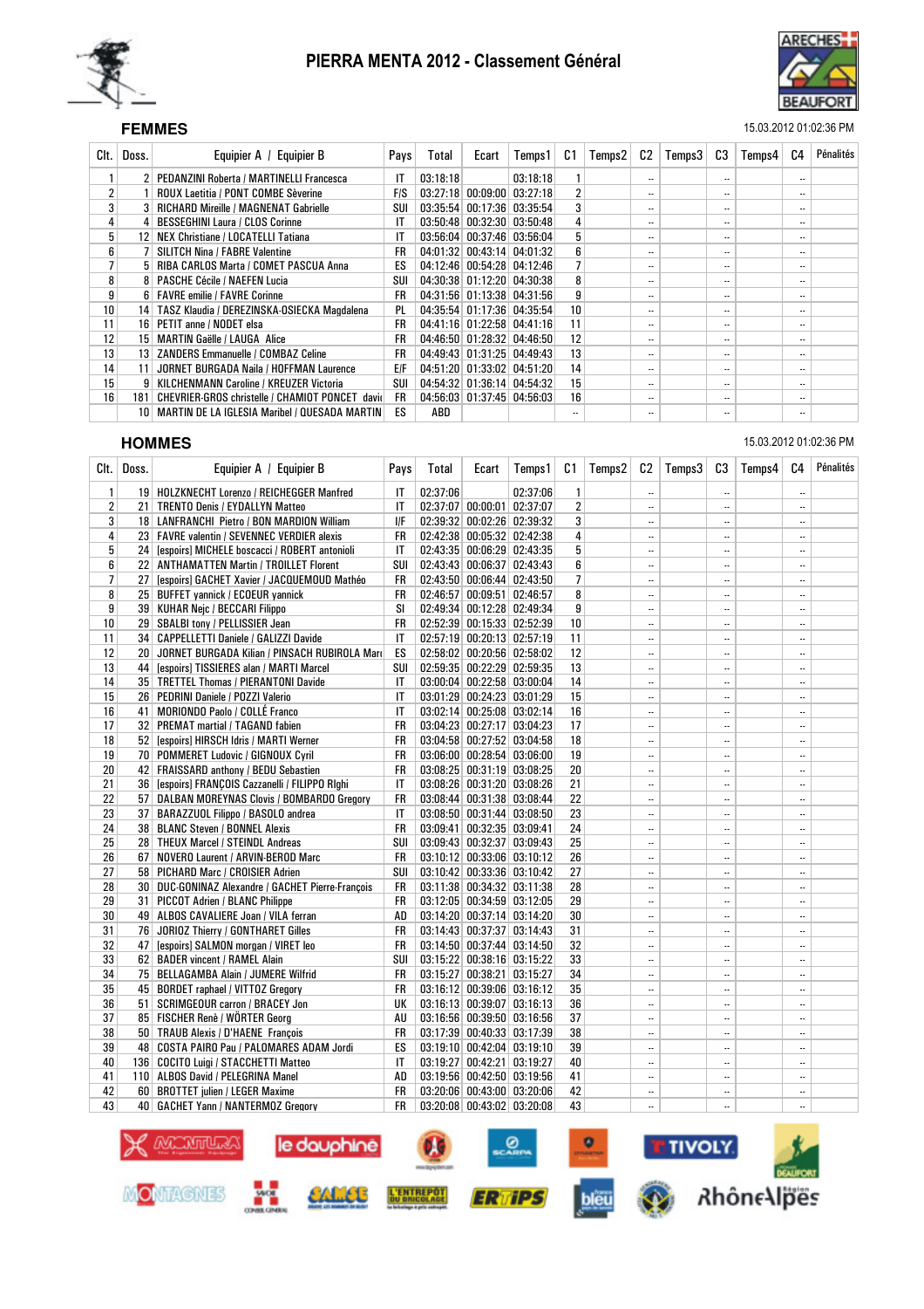# PIERRA MENTA 2012 - Classement Général

## FEMMES

15.03.2012 01:02:36 PM

| Clt. | Doss. | Equipier A / Equipier B | Pays | Total | Ecart | Temps1 | C1 | Temps2 | C2 | Temps3 | C3 | Temps4 | C4 | Pénalités |
|---|---|---|---|---|---|---|---|---|---|---|---|---|---|---|
| 1 | 2 | PEDANZINI Roberta / MARTINELLI Francesca | IT | 03:18:18 | | 03:18:18 | 1 | | -- | | -- | | -- | |
| 2 | 1 | ROUX Laetitia / PONT COMBE Sèverine | F/S | 03:27:18 | 00:09:00 | 03:27:18 | 2 | | -- | | -- | | -- | |
| 3 | 3 | RICHARD Mireille / MAGNENAT Gabrielle | SUI | 03:35:54 | 00:17:36 | 03:35:54 | 3 | | -- | | -- | | -- | |
| 4 | 4 | BESSEGHINI Laura / CLOS Corinne | IT | 03:50:48 | 00:32:30 | 03:50:48 | 4 | | -- | | -- | | -- | |
| 5 | 12 | NEX Christiane / LOCATELLI Tatiana | IT | 03:56:04 | 00:37:46 | 03:56:04 | 5 | | -- | | -- | | -- | |
| 6 | 7 | SILITCH Nina / FABRE Valentine | FR | 04:01:32 | 00:43:14 | 04:01:32 | 6 | | -- | | -- | | -- | |
| 7 | 5 | RIBA CARLOS Marta / COMET PASCUA Anna | ES | 04:12:46 | 00:54:28 | 04:12:46 | 7 | | -- | | -- | | -- | |
| 8 | 8 | PASCHE Cécile / NAEFEN Lucia | SUI | 04:30:38 | 01:12:20 | 04:30:38 | 8 | | -- | | -- | | -- | |
| 9 | 6 | FAVRE emilie / FAVRE Corinne | FR | 04:31:56 | 01:13:38 | 04:31:56 | 9 | | -- | | -- | | -- | |
| 10 | 14 | TASZ Klaudia / DEREZINSKA-OSIECKA Magdalena | PL | 04:35:54 | 01:17:36 | 04:35:54 | 10 | | -- | | -- | | -- | |
| 11 | 16 | PETIT anne / NODET elsa | FR | 04:41:16 | 01:22:58 | 04:41:16 | 11 | | -- | | -- | | -- | |
| 12 | 15 | MARTIN Gaëlle / LAUGA Alice | FR | 04:46:50 | 01:28:32 | 04:46:50 | 12 | | -- | | -- | | -- | |
| 13 | 13 | ZANDERS Emmanuelle / COMBAZ Celine | FR | 04:49:43 | 01:31:25 | 04:49:43 | 13 | | -- | | -- | | -- | |
| 14 | 11 | JORNET BURGADA Naila / HOFFMAN Laurence | E/F | 04:51:20 | 01:33:02 | 04:51:20 | 14 | | -- | | -- | | -- | |
| 15 | 9 | KILCHENMANN Caroline / KREUZER Victoria | SUI | 04:54:32 | 01:36:14 | 04:54:32 | 15 | | -- | | -- | | -- | |
| 16 | 181 | CHEVRIER-GROS christelle / CHAMIOT PONCET davi | FR | 04:56:03 | 01:37:45 | 04:56:03 | 16 | | -- | | -- | | -- | |
| | 10 | MARTIN DE LA IGLESIA Maribel / QUESADA MARTIN | ES | ABD | | | -- | | -- | | -- | | -- | |

## HOMMES

15.03.2012 01:02:36 PM

| Clt. | Doss. | Equipier A / Equipier B | Pays | Total | Ecart | Temps1 | C1 | Temps2 | C2 | Temps3 | C3 | Temps4 | C4 | Pénalités |
|---|---|---|---|---|---|---|---|---|---|---|---|---|---|---|
| 1 | 19 | HOLZKNECHT Lorenzo / REICHEGGER Manfred | IT | 02:37:06 | | 02:37:06 | 1 | | -- | | -- | | -- | |
| 2 | 21 | TRENTO Denis / EYDALLYN Matteo | IT | 02:37:07 | 00:00:01 | 02:37:07 | 2 | | -- | | -- | | -- | |
| 3 | 18 | LANFRANCHI Pietro / BON MARDION William | I/F | 02:39:32 | 00:02:26 | 02:39:32 | 3 | | -- | | -- | | -- | |
| 4 | 23 | FAVRE valentin / SEVENNEC VERDIER alexis | FR | 02:42:38 | 00:05:32 | 02:42:38 | 4 | | -- | | -- | | -- | |
| 5 | 24 | [espoirs] MICHELE boscacci / ROBERT antonioli | IT | 02:43:35 | 00:06:29 | 02:43:35 | 5 | | -- | | -- | | -- | |
| 6 | 22 | ANTHAMATTEN Martin / TROILLET Florent | SUI | 02:43:43 | 00:06:37 | 02:43:43 | 6 | | -- | | -- | | -- | |
| 7 | 27 | [espoirs] GACHET Xavier / JACQUEMOUD Mathéo | FR | 02:43:50 | 00:06:44 | 02:43:50 | 7 | | -- | | -- | | -- | |
| 8 | 25 | BUFFET yannick / ECOEUR yannick | FR | 02:46:57 | 00:09:51 | 02:46:57 | 8 | | -- | | -- | | -- | |
| 9 | 39 | KUHAR Nejc / BECCARI Filippo | SI | 02:49:34 | 00:12:28 | 02:49:34 | 9 | | -- | | -- | | -- | |
| 10 | 29 | SBALBI tony / PELLISSIER Jean | FR | 02:52:39 | 00:15:33 | 02:52:39 | 10 | | -- | | -- | | -- | |
| 11 | 34 | CAPPELLETTI Daniele / GALIZZI Davide | IT | 02:57:19 | 00:20:13 | 02:57:19 | 11 | | -- | | -- | | -- | |
| 12 | 20 | JORNET BURGADA Kilian / PINSACH RUBIROLA Marc | ES | 02:58:02 | 00:20:56 | 02:58:02 | 12 | | -- | | -- | | -- | |
| 13 | 44 | [espoirs] TISSIERES alan / MARTI Marcel | SUI | 02:59:35 | 00:22:29 | 02:59:35 | 13 | | -- | | -- | | -- | |
| 14 | 35 | TRETTEL Thomas / PIERANTONI Davide | IT | 03:00:04 | 00:22:58 | 03:00:04 | 14 | | -- | | -- | | -- | |
| 15 | 26 | PEDRINI Daniele / POZZI Valerio | IT | 03:01:29 | 00:24:23 | 03:01:29 | 15 | | -- | | -- | | -- | |
| 16 | 41 | MORIONDO Paolo / COLLÉ Franco | IT | 03:02:14 | 00:25:08 | 03:02:14 | 16 | | -- | | -- | | -- | |
| 17 | 32 | PREMAT martial / TAGAND fabien | FR | 03:04:23 | 00:27:17 | 03:04:23 | 17 | | -- | | -- | | -- | |
| 18 | 52 | [espoirs] HIRSCH Idris / MARTI Werner | FR | 03:04:58 | 00:27:52 | 03:04:58 | 18 | | -- | | -- | | -- | |
| 19 | 70 | POMMERET Ludovic / GIGNOUX Cyril | FR | 03:06:00 | 00:28:54 | 03:06:00 | 19 | | -- | | -- | | -- | |
| 20 | 42 | FRAISSARD anthony / BEDU Sebastien | FR | 03:08:25 | 00:31:19 | 03:08:25 | 20 | | -- | | -- | | -- | |
| 21 | 36 | [espoirs] FRANÇOIS Cazzanelli / FILIPPO RIghi | IT | 03:08:26 | 00:31:20 | 03:08:26 | 21 | | -- | | -- | | -- | |
| 22 | 57 | DALBAN MOREYNAS Clovis / BOMBARDO Gregory | FR | 03:08:44 | 00:31:38 | 03:08:44 | 22 | | -- | | -- | | -- | |
| 23 | 37 | BARAZZUOL Filippo / BASOLO andrea | IT | 03:08:50 | 00:31:44 | 03:08:50 | 23 | | -- | | -- | | -- | |
| 24 | 38 | BLANC Steven / BONNEL Alexis | FR | 03:09:41 | 00:32:35 | 03:09:41 | 24 | | -- | | -- | | -- | |
| 25 | 28 | THEUX Marcel / STEINDL Andreas | SUI | 03:09:43 | 00:32:37 | 03:09:43 | 25 | | -- | | -- | | -- | |
| 26 | 67 | NOVERO Laurent / ARVIN-BEROD Marc | FR | 03:10:12 | 00:33:06 | 03:10:12 | 26 | | -- | | -- | | -- | |
| 27 | 58 | PICHARD Marc / CROISIER Adrien | SUI | 03:10:42 | 00:33:36 | 03:10:42 | 27 | | -- | | -- | | -- | |
| 28 | 30 | DUC-GONINAZ Alexandre / GACHET Pierre-François | FR | 03:11:38 | 00:34:32 | 03:11:38 | 28 | | -- | | -- | | -- | |
| 29 | 31 | PICCOT Adrien / BLANC Philippe | FR | 03:12:05 | 00:34:59 | 03:12:05 | 29 | | -- | | -- | | -- | |
| 30 | 49 | ALBOS CAVALIERE Joan / VILA ferran | AD | 03:14:20 | 00:37:14 | 03:14:20 | 30 | | -- | | -- | | -- | |
| 31 | 76 | JORIOZ Thierry / GONTHARET Gilles | FR | 03:14:43 | 00:37:37 | 03:14:43 | 31 | | -- | | -- | | -- | |
| 32 | 47 | [espoirs] SALMON morgan / VIRET leo | FR | 03:14:50 | 00:37:44 | 03:14:50 | 32 | | -- | | -- | | -- | |
| 33 | 62 | BADER vincent / RAMEL Alain | SUI | 03:15:22 | 00:38:16 | 03:15:22 | 33 | | -- | | -- | | -- | |
| 34 | 75 | BELLAGAMBA Alain / JUMERE Wilfrid | FR | 03:15:27 | 00:38:21 | 03:15:27 | 34 | | -- | | -- | | -- | |
| 35 | 45 | BORDET raphael / VITTOZ Gregory | FR | 03:16:12 | 00:39:06 | 03:16:12 | 35 | | -- | | -- | | -- | |
| 36 | 51 | SCRIMGEOUR carron / BRACEY Jon | UK | 03:16:13 | 00:39:07 | 03:16:13 | 36 | | -- | | -- | | -- | |
| 37 | 85 | FISCHER Renè / WÖRTER Georg | AU | 03:16:56 | 00:39:50 | 03:16:56 | 37 | | -- | | -- | | -- | |
| 38 | 50 | TRAUB Alexis / D'HAENE François | FR | 03:17:39 | 00:40:33 | 03:17:39 | 38 | | -- | | -- | | -- | |
| 39 | 48 | COSTA PAIRO Pau / PALOMARES ADAM Jordi | ES | 03:19:10 | 00:42:04 | 03:19:10 | 39 | | -- | | -- | | -- | |
| 40 | 136 | COCITO Luigi / STACCHETTI Matteo | IT | 03:19:27 | 00:42:21 | 03:19:27 | 40 | | -- | | -- | | -- | |
| 41 | 110 | ALBOS David / PELEGRINA Manel | AD | 03:19:56 | 00:42:50 | 03:19:56 | 41 | | -- | | -- | | -- | |
| 42 | 60 | BROTTET julien / LEGER Maxime | FR | 03:20:06 | 00:43:00 | 03:20:06 | 42 | | -- | | -- | | -- | |
| 43 | 40 | GACHET Yann / NANTERMOZ Gregory | FR | 03:20:08 | 00:43:02 | 03:20:08 | 43 | | -- | | -- | | -- | |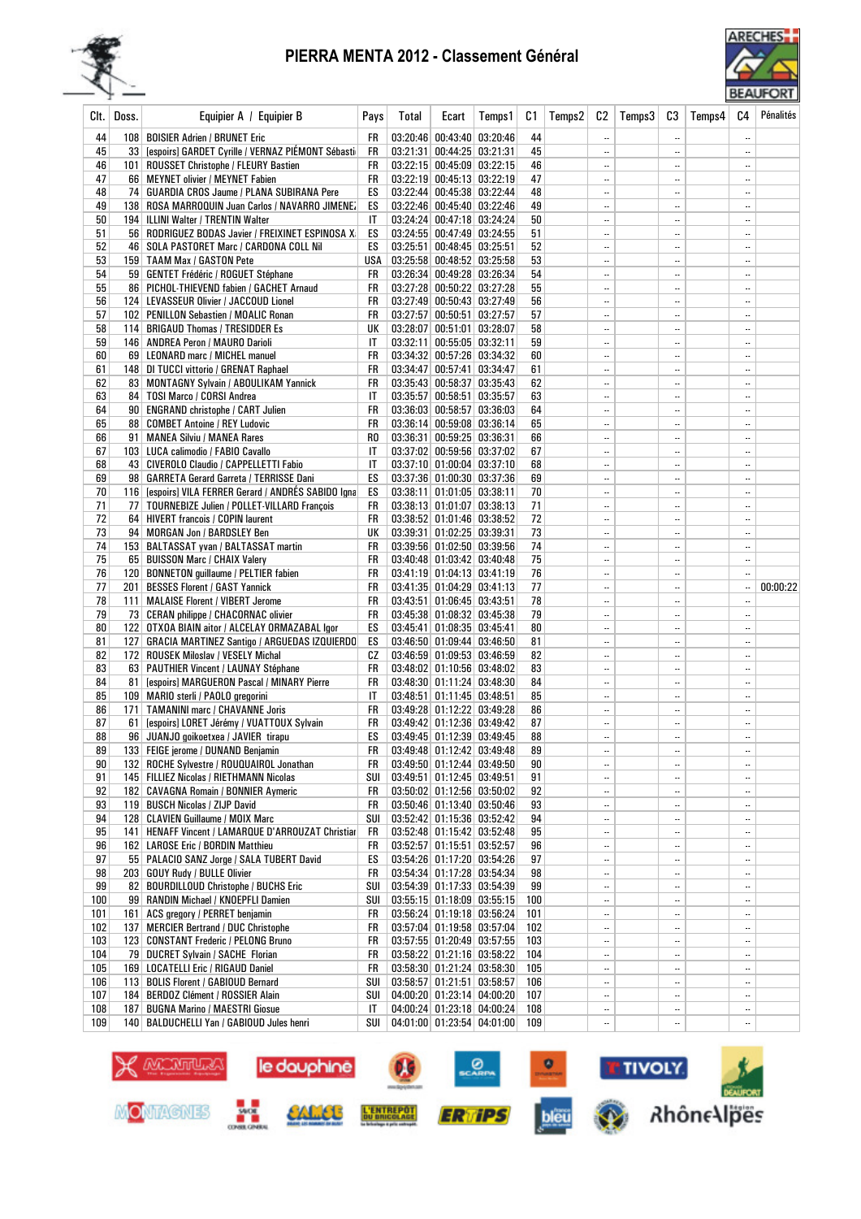# PIERRA MENTA 2012 - Classement Général

| Clt. | Doss. | Equipier A / Equipier B | Pays | Total | Ecart | Temps1 | C1 | Temps2 | C2 | Temps3 | C3 | Temps4 | C4 | Pénalités |
|---|---|---|---|---|---|---|---|---|---|---|---|---|---|---|
| 44 | 108 | BOISIER Adrien / BRUNET Eric | FR | 03:20:46 | 00:43:40 | 03:20:46 | 44 | | -- | | -- | | -- | |
| 45 | 33 | [espoirs] GARDET Cyrille / VERNAZ PIÉMONT Sébasti | FR | 03:21:31 | 00:44:25 | 03:21:31 | 45 | | -- | | -- | | -- | |
| 46 | 101 | ROUSSET Christophe / FLEURY Bastien | FR | 03:22:15 | 00:45:09 | 03:22:15 | 46 | | -- | | -- | | -- | |
| 47 | 66 | MEYNET olivier / MEYNET Fabien | FR | 03:22:19 | 00:45:13 | 03:22:19 | 47 | | -- | | -- | | -- | |
| 48 | 74 | GUARDIA CROS Jaume / PLANA SUBIRANA Pere | ES | 03:22:44 | 00:45:38 | 03:22:44 | 48 | | -- | | -- | | -- | |
| 49 | 138 | ROSA MARROQUIN Juan Carlos / NAVARRO JIMENE | ES | 03:22:46 | 00:45:40 | 03:22:46 | 49 | | -- | | -- | | -- | |
| 50 | 194 | ILLINI Walter / TRENTIN Walter | IT | 03:24:24 | 00:47:18 | 03:24:24 | 50 | | -- | | -- | | -- | |
| 51 | 56 | RODRIGUEZ BODAS Javier / FREIXINET ESPINOSA X | ES | 03:24:55 | 00:47:49 | 03:24:55 | 51 | | -- | | -- | | -- | |
| 52 | 46 | SOLA PASTORET Marc / CARDONA COLL Nil | ES | 03:25:51 | 00:48:45 | 03:25:51 | 52 | | -- | | -- | | -- | |
| 53 | 159 | TAAM Max / GASTON Pete | USA | 03:25:58 | 00:48:52 | 03:25:58 | 53 | | -- | | -- | | -- | |
| 54 | 59 | GENTET Frédéric / ROGUET Stéphane | FR | 03:26:34 | 00:49:28 | 03:26:34 | 54 | | -- | | -- | | -- | |
| 55 | 86 | PICHOL-THIEVEND fabien / GACHET Arnaud | FR | 03:27:28 | 00:50:22 | 03:27:28 | 55 | | -- | | -- | | -- | |
| 56 | 124 | LEVASSEUR Olivier / JACCOUD Lionel | FR | 03:27:49 | 00:50:43 | 03:27:49 | 56 | | -- | | -- | | -- | |
| 57 | 102 | PENILLON Sebastien / MOALIC Ronan | FR | 03:27:57 | 00:50:51 | 03:27:57 | 57 | | -- | | -- | | -- | |
| 58 | 114 | BRIGAUD Thomas / TRESIDDER Es | UK | 03:28:07 | 00:51:01 | 03:28:07 | 58 | | -- | | -- | | -- | |
| 59 | 146 | ANDREA Peron / MAURO Darioli | IT | 03:32:11 | 00:55:05 | 03:32:11 | 59 | | -- | | -- | | -- | |
| 60 | 69 | LEONARD marc / MICHEL manuel | FR | 03:34:32 | 00:57:26 | 03:34:32 | 60 | | -- | | -- | | -- | |
| 61 | 148 | DI TUCCI vittorio / GRENAT Raphael | FR | 03:34:47 | 00:57:41 | 03:34:47 | 61 | | -- | | -- | | -- | |
| 62 | 83 | MONTAGNY Sylvain / ABOULIKAM Yannick | FR | 03:35:43 | 00:58:37 | 03:35:43 | 62 | | -- | | -- | | -- | |
| 63 | 84 | TOSI Marco / CORSI Andrea | IT | 03:35:57 | 00:58:51 | 03:35:57 | 63 | | -- | | -- | | -- | |
| 64 | 90 | ENGRAND christophe / CART Julien | FR | 03:36:03 | 00:58:57 | 03:36:03 | 64 | | -- | | -- | | -- | |
| 65 | 88 | COMBET Antoine / REY Ludovic | FR | 03:36:14 | 00:59:08 | 03:36:14 | 65 | | -- | | -- | | -- | |
| 66 | 91 | MANEA Silviu / MANEA Rares | RO | 03:36:31 | 00:59:25 | 03:36:31 | 66 | | -- | | -- | | -- | |
| 67 | 103 | LUCA calimodio / FABIO Cavallo | IT | 03:37:02 | 00:59:56 | 03:37:02 | 67 | | -- | | -- | | -- | |
| 68 | 43 | CIVEROLO Claudio / CAPPELLETTI Fabio | IT | 03:37:10 | 01:00:04 | 03:37:10 | 68 | | -- | | -- | | -- | |
| 69 | 98 | GARRETA Gerard Garreta / TERRISSE Dani | ES | 03:37:36 | 01:00:30 | 03:37:36 | 69 | | -- | | -- | | -- | |
| 70 | 116 | [espoirs] VILA FERRER Gerard / ANDRÉS SABIDO Igna | ES | 03:38:11 | 01:01:05 | 03:38:11 | 70 | | -- | | -- | | -- | |
| 71 | 77 | TOURNEBIZE Julien / POLLET-VILLARD François | FR | 03:38:13 | 01:01:07 | 03:38:13 | 71 | | -- | | -- | | -- | |
| 72 | 64 | HIVERT francois / COPIN laurent | FR | 03:38:52 | 01:01:46 | 03:38:52 | 72 | | -- | | -- | | -- | |
| 73 | 94 | MORGAN Jon / BARDSLEY Ben | UK | 03:39:31 | 01:02:25 | 03:39:31 | 73 | | -- | | -- | | -- | |
| 74 | 153 | BALTASSAT yvan / BALTASSAT martin | FR | 03:39:56 | 01:02:50 | 03:39:56 | 74 | | -- | | -- | | -- | |
| 75 | 65 | BUISSON Marc / CHAIX Valery | FR | 03:40:48 | 01:03:42 | 03:40:48 | 75 | | -- | | -- | | -- | |
| 76 | 120 | BONNETON guillaume / PELTIER fabien | FR | 03:41:19 | 01:04:13 | 03:41:19 | 76 | | -- | | -- | | -- | |
| 77 | 201 | BESSES Florent / GAST Yannick | FR | 03:41:35 | 01:04:29 | 03:41:13 | 77 | | -- | | -- | | -- | 00:00:22 |
| 78 | 111 | MALAISE Florent / VIBERT Jerome | FR | 03:43:51 | 01:06:45 | 03:43:51 | 78 | | -- | | -- | | -- | |
| 79 | 73 | CERAN philippe / CHACORNAC olivier | FR | 03:45:38 | 01:08:32 | 03:45:38 | 79 | | -- | | -- | | -- | |
| 80 | 122 | OTXOA BIAIN aitor / ALCELAY ORMAZABAL Igor | ES | 03:45:41 | 01:08:35 | 03:45:41 | 80 | | -- | | -- | | -- | |
| 81 | 127 | GRACIA MARTINEZ Santiago / ARGUEDAS IZQUIERDO | ES | 03:46:50 | 01:09:44 | 03:46:50 | 81 | | -- | | -- | | -- | |
| 82 | 172 | ROUSEK Miloslav / VESELY Michal | CZ | 03:46:59 | 01:09:53 | 03:46:59 | 82 | | -- | | -- | | -- | |
| 83 | 63 | PAUTHIER Vincent / LAUNAY Stéphane | FR | 03:48:02 | 01:10:56 | 03:48:02 | 83 | | -- | | -- | | -- | |
| 84 | 81 | [espoirs] MARGUERON Pascal / MINARY Pierre | FR | 03:48:30 | 01:11:24 | 03:48:30 | 84 | | -- | | -- | | -- | |
| 85 | 109 | MARIO sterli / PAOLO gregorini | IT | 03:48:51 | 01:11:45 | 03:48:51 | 85 | | -- | | -- | | -- | |
| 86 | 171 | TAMANINI marc / CHAVANNE Joris | FR | 03:49:28 | 01:12:22 | 03:49:28 | 86 | | -- | | -- | | -- | |
| 87 | 61 | [espoirs] LORET Jérémy / VUATTOUX Sylvain | FR | 03:49:42 | 01:12:36 | 03:49:42 | 87 | | -- | | -- | | -- | |
| 88 | 96 | JUANJO goikoetxea / JAVIER tirapu | ES | 03:49:45 | 01:12:39 | 03:49:45 | 88 | | -- | | -- | | -- | |
| 89 | 133 | FEIGE jerome / DUNAND Benjamin | FR | 03:49:48 | 01:12:42 | 03:49:48 | 89 | | -- | | -- | | -- | |
| 90 | 132 | ROCHE Sylvestre / ROUQUAIROL Jonathan | FR | 03:49:50 | 01:12:44 | 03:49:50 | 90 | | -- | | -- | | -- | |
| 91 | 145 | FILLIEZ Nicolas / RIETHMANN Nicolas | SUI | 03:49:51 | 01:12:45 | 03:49:51 | 91 | | -- | | -- | | -- | |
| 92 | 182 | CAVAGNA Romain / BONNIER Aymeric | FR | 03:50:02 | 01:12:56 | 03:50:02 | 92 | | -- | | -- | | -- | |
| 93 | 119 | BUSCH Nicolas / ZIJP David | FR | 03:50:46 | 01:13:40 | 03:50:46 | 93 | | -- | | -- | | -- | |
| 94 | 128 | CLAVIEN Guillaume / MOIX Marc | SUI | 03:52:42 | 01:15:36 | 03:52:42 | 94 | | -- | | -- | | -- | |
| 95 | 141 | HENAFF Vincent / LAMARQUE D'ARROUZAT Christian | FR | 03:52:48 | 01:15:42 | 03:52:48 | 95 | | -- | | -- | | -- | |
| 96 | 162 | LAROSE Eric / BORDIN Matthieu | FR | 03:52:57 | 01:15:51 | 03:52:57 | 96 | | -- | | -- | | -- | |
| 97 | 55 | PALACIO SANZ Jorge / SALA TUBERT David | ES | 03:54:26 | 01:17:20 | 03:54:26 | 97 | | -- | | -- | | -- | |
| 98 | 203 | GOUY Rudy / BULLE Olivier | FR | 03:54:34 | 01:17:28 | 03:54:34 | 98 | | -- | | -- | | -- | |
| 99 | 82 | BOURDILLOUD Christophe / BUCHS Eric | SUI | 03:54:39 | 01:17:33 | 03:54:39 | 99 | | -- | | -- | | -- | |
| 100 | 99 | RANDIN Michael / KNOEPFLI Damien | SUI | 03:55:15 | 01:18:09 | 03:55:15 | 100 | | -- | | -- | | -- | |
| 101 | 161 | ACS gregory / PERRET benjamin | FR | 03:56:24 | 01:19:18 | 03:56:24 | 101 | | -- | | -- | | -- | |
| 102 | 137 | MERCIER Bertrand / DUC Christophe | FR | 03:57:04 | 01:19:58 | 03:57:04 | 102 | | -- | | -- | | -- | |
| 103 | 123 | CONSTANT Frederic / PELONG Bruno | FR | 03:57:55 | 01:20:49 | 03:57:55 | 103 | | -- | | -- | | -- | |
| 104 | 79 | DUCRET Sylvain / SACHE Florian | FR | 03:58:22 | 01:21:16 | 03:58:22 | 104 | | -- | | -- | | -- | |
| 105 | 169 | LOCATELLI Eric / RIGAUD Daniel | FR | 03:58:30 | 01:21:24 | 03:58:30 | 105 | | -- | | -- | | -- | |
| 106 | 113 | BOLIS Florent / GABIOUD Bernard | SUI | 03:58:57 | 01:21:51 | 03:58:57 | 106 | | -- | | -- | | -- | |
| 107 | 184 | BERDOZ Clément / ROSSIER Alain | SUI | 04:00:20 | 01:23:14 | 04:00:20 | 107 | | -- | | -- | | -- | |
| 108 | 187 | BUGNA Marino / MAESTRI Giosue | IT | 04:00:24 | 01:23:18 | 04:00:24 | 108 | | -- | | -- | | -- | |
| 109 | 140 | BALDUCHELLI Yan / GABIOUD Jules henri | SUI | 04:01:00 | 01:23:54 | 04:01:00 | 109 | | -- | | -- | | -- | |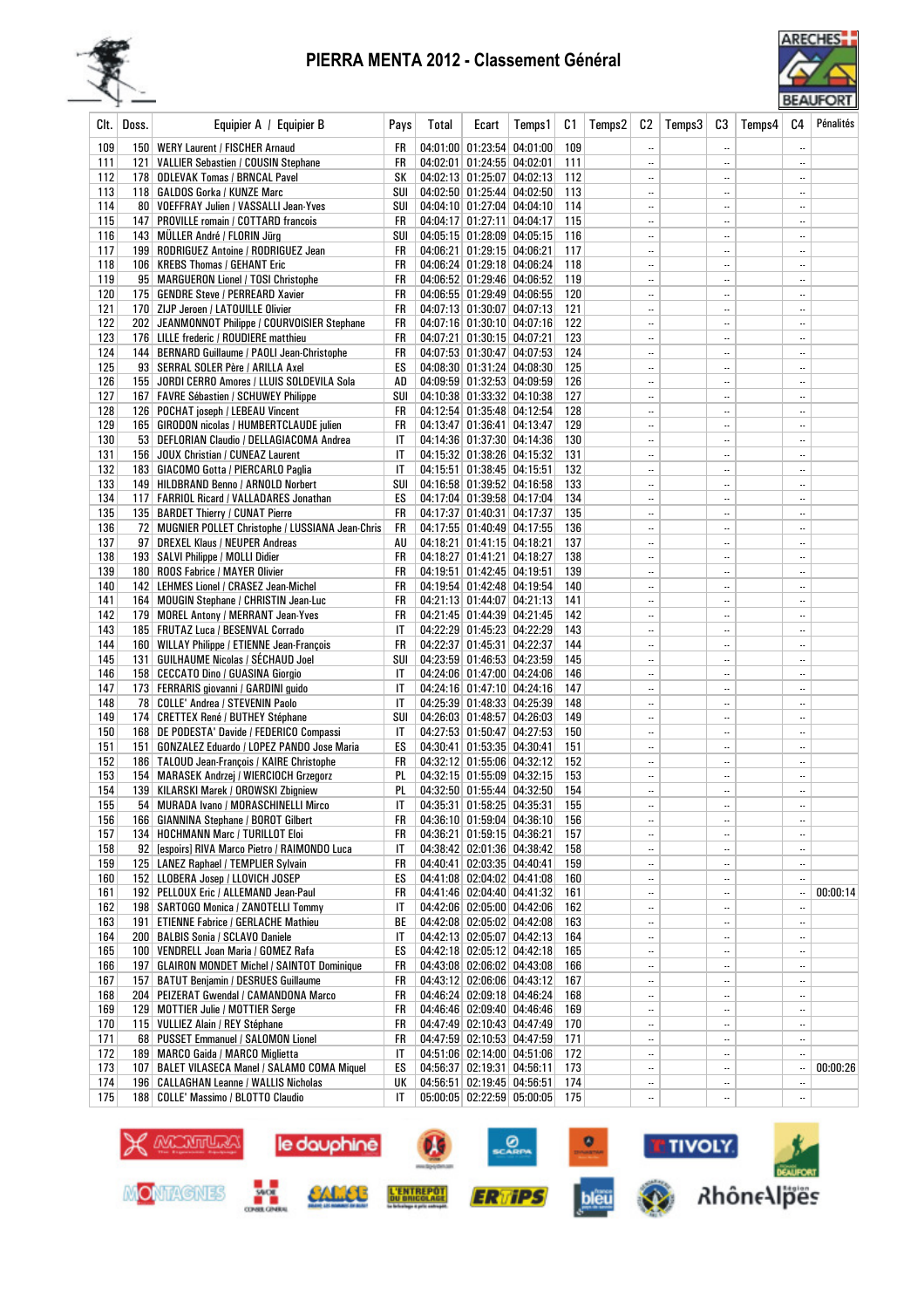# PIERRA MENTA 2012 - Classement Général

| Clt. | Doss. | Equipier A / Equipier B | Pays | Total | Ecart | Temps1 | C1 | Temps2 | C2 | Temps3 | C3 | Temps4 | C4 | Pénalités |
|---|---|---|---|---|---|---|---|---|---|---|---|---|---|---|
| 109 | 150 | WERY Laurent / FISCHER Arnaud | FR | 04:01:00 | 01:23:54 | 04:01:00 | 109 | | -- | | -- | | -- | |
| 111 | 121 | VALLIER Sebastien / COUSIN Stephane | FR | 04:02:01 | 01:24:55 | 04:02:01 | 111 | | -- | | -- | | -- | |
| 112 | 178 | ODLEVAK Tomas / BRNCAL Pavel | SK | 04:02:13 | 01:25:07 | 04:02:13 | 112 | | -- | | -- | | -- | |
| 113 | 118 | GALDOS Gorka / KUNZE Marc | SUI | 04:02:50 | 01:25:44 | 04:02:50 | 113 | | -- | | -- | | -- | |
| 114 | 80 | VOEFFRAY Julien / VASSALLI Jean-Yves | SUI | 04:04:10 | 01:27:04 | 04:04:10 | 114 | | -- | | -- | | -- | |
| 115 | 147 | PROVILLE romain / COTTARD francois | FR | 04:04:17 | 01:27:11 | 04:04:17 | 115 | | -- | | -- | | -- | |
| 116 | 143 | MÜLLER André / FLORIN Jürg | SUI | 04:05:15 | 01:28:09 | 04:05:15 | 116 | | -- | | -- | | -- | |
| 117 | 199 | RODRIGUEZ Antoine / RODRIGUEZ Jean | FR | 04:06:21 | 01:29:15 | 04:06:21 | 117 | | -- | | -- | | -- | |
| 118 | 106 | KREBS Thomas / GEHANT Eric | FR | 04:06:24 | 01:29:18 | 04:06:24 | 118 | | -- | | -- | | -- | |
| 119 | 95 | MARGUERON Lionel / TOSI Christophe | FR | 04:06:52 | 01:29:46 | 04:06:52 | 119 | | -- | | -- | | -- | |
| 120 | 175 | GENDRE Steve / PERREARD Xavier | FR | 04:06:55 | 01:29:49 | 04:06:55 | 120 | | -- | | -- | | -- | |
| 121 | 170 | ZIJP Jeroen / LATOUILLE Olivier | FR | 04:07:13 | 01:30:07 | 04:07:13 | 121 | | -- | | -- | | -- | |
| 122 | 202 | JEANMONNOT Philippe / COURVOISIER Stephane | FR | 04:07:16 | 01:30:10 | 04:07:16 | 122 | | -- | | -- | | -- | |
| 123 | 176 | LILLE frederic / ROUDIERE matthieu | FR | 04:07:21 | 01:30:15 | 04:07:21 | 123 | | -- | | -- | | -- | |
| 124 | 144 | BERNARD Guillaume / PAOLI Jean-Christophe | FR | 04:07:53 | 01:30:47 | 04:07:53 | 124 | | -- | | -- | | -- | |
| 125 | 93 | SERRAL SOLER Père / ARILLA Axel | ES | 04:08:30 | 01:31:24 | 04:08:30 | 125 | | -- | | -- | | -- | |
| 126 | 155 | JORDI CERRO Amores / LLUIS SOLDEVILA Sola | AD | 04:09:59 | 01:32:53 | 04:09:59 | 126 | | -- | | -- | | -- | |
| 127 | 167 | FAVRE Sébastien / SCHUWEY Philippe | SUI | 04:10:38 | 01:33:32 | 04:10:38 | 127 | | -- | | -- | | -- | |
| 128 | 126 | POCHAT joseph / LEBEAU Vincent | FR | 04:12:54 | 01:35:48 | 04:12:54 | 128 | | -- | | -- | | -- | |
| 129 | 165 | GIRODON nicolas / HUMBERTCLAUDE julien | FR | 04:13:47 | 01:36:41 | 04:13:47 | 129 | | -- | | -- | | -- | |
| 130 | 53 | DEFLORIAN Claudio / DELLAGIACOMA Andrea | IT | 04:14:36 | 01:37:30 | 04:14:36 | 130 | | -- | | -- | | -- | |
| 131 | 156 | JOUX Christian / CUNEAZ Laurent | IT | 04:15:32 | 01:38:26 | 04:15:32 | 131 | | -- | | -- | | -- | |
| 132 | 183 | GIACOMO Gotta / PIERCARLO Paglia | IT | 04:15:51 | 01:38:45 | 04:15:51 | 132 | | -- | | -- | | -- | |
| 133 | 149 | HILDBRAND Benno / ARNOLD Norbert | SUI | 04:16:58 | 01:39:52 | 04:16:58 | 133 | | -- | | -- | | -- | |
| 134 | 117 | FARRIOL Ricard / VALLADARES Jonathan | ES | 04:17:04 | 01:39:58 | 04:17:04 | 134 | | -- | | -- | | -- | |
| 135 | 135 | BARDET Thierry / CUNAT Pierre | FR | 04:17:37 | 01:40:31 | 04:17:37 | 135 | | -- | | -- | | -- | |
| 136 | 72 | MUGNIER POLLET Christophe / LUSSIANA Jean-Chris | FR | 04:17:55 | 01:40:49 | 04:17:55 | 136 | | -- | | -- | | -- | |
| 137 | 97 | DREXEL Klaus / NEUPER Andreas | AU | 04:18:21 | 01:41:15 | 04:18:21 | 137 | | -- | | -- | | -- | |
| 138 | 193 | SALVI Philippe / MOLLI Didier | FR | 04:18:27 | 01:41:21 | 04:18:27 | 138 | | -- | | -- | | -- | |
| 139 | 180 | ROOS Fabrice / MAYER Olivier | FR | 04:19:51 | 01:42:45 | 04:19:51 | 139 | | -- | | -- | | -- | |
| 140 | 142 | LEHMES Lionel / CRASEZ Jean-Michel | FR | 04:19:54 | 01:42:48 | 04:19:54 | 140 | | -- | | -- | | -- | |
| 141 | 164 | MOUGIN Stephane / CHRISTIN Jean-Luc | FR | 04:21:13 | 01:44:07 | 04:21:13 | 141 | | -- | | -- | | -- | |
| 142 | 179 | MOREL Antony / MERRANT Jean-Yves | FR | 04:21:45 | 01:44:39 | 04:21:45 | 142 | | -- | | -- | | -- | |
| 143 | 185 | FRUTAZ Luca / BESENVAL Corrado | IT | 04:22:29 | 01:45:23 | 04:22:29 | 143 | | -- | | -- | | -- | |
| 144 | 160 | WILLAY Philippe / ETIENNE Jean-François | FR | 04:22:37 | 01:45:31 | 04:22:37 | 144 | | -- | | -- | | -- | |
| 145 | 131 | GUILHAUME Nicolas / SÉCHAUD Joel | SUI | 04:23:59 | 01:46:53 | 04:23:59 | 145 | | -- | | -- | | -- | |
| 146 | 158 | CECCATO Dino / GUASINA Giorgio | IT | 04:24:06 | 01:47:00 | 04:24:06 | 146 | | -- | | -- | | -- | |
| 147 | 173 | FERRARIS giovanni / GARDINI guido | IT | 04:24:16 | 01:47:10 | 04:24:16 | 147 | | -- | | -- | | -- | |
| 148 | 78 | COLLE' Andrea / STEVENIN Paolo | IT | 04:25:39 | 01:48:33 | 04:25:39 | 148 | | -- | | -- | | -- | |
| 149 | 174 | CRETTEX René / BUTHEY Stéphane | SUI | 04:26:03 | 01:48:57 | 04:26:03 | 149 | | -- | | -- | | -- | |
| 150 | 168 | DE PODESTA' Davide / FEDERICO Compassi | IT | 04:27:53 | 01:50:47 | 04:27:53 | 150 | | -- | | -- | | -- | |
| 151 | 151 | GONZALEZ Eduardo / LOPEZ PANDO Jose Maria | ES | 04:30:41 | 01:53:35 | 04:30:41 | 151 | | -- | | -- | | -- | |
| 152 | 186 | TALOUD Jean-François / KAIRE Christophe | FR | 04:32:12 | 01:55:06 | 04:32:12 | 152 | | -- | | -- | | -- | |
| 153 | 154 | MARASEK Andrzej / WIERCIOCH Grzegorz | PL | 04:32:15 | 01:55:09 | 04:32:15 | 153 | | -- | | -- | | -- | |
| 154 | 139 | KILARSKI Marek / OROWSKI Zbigniew | PL | 04:32:50 | 01:55:44 | 04:32:50 | 154 | | -- | | -- | | -- | |
| 155 | 54 | MURADA Ivano / MORASCHINELLI Mirco | IT | 04:35:31 | 01:58:25 | 04:35:31 | 155 | | -- | | -- | | -- | |
| 156 | 166 | GIANNINA Stephane / BOROT Gilbert | FR | 04:36:10 | 01:59:04 | 04:36:10 | 156 | | -- | | -- | | -- | |
| 157 | 134 | HOCHMANN Marc / TURILLOT Eloi | FR | 04:36:21 | 01:59:15 | 04:36:21 | 157 | | -- | | -- | | -- | |
| 158 | 92 | [espoirs] RIVA Marco Pietro / RAIMONDO Luca | IT | 04:38:42 | 02:01:36 | 04:38:42 | 158 | | -- | | -- | | -- | |
| 159 | 125 | LANEZ Raphael / TEMPLIER Sylvain | FR | 04:40:41 | 02:03:35 | 04:40:41 | 159 | | -- | | -- | | -- | |
| 160 | 152 | LLOBERA Josep / LLOVICH JOSEP | ES | 04:41:08 | 02:04:02 | 04:41:08 | 160 | | -- | | -- | | -- | |
| 161 | 192 | PELLOUX Eric / ALLEMAND Jean-Paul | FR | 04:41:46 | 02:04:40 | 04:41:32 | 161 | | -- | | -- | | -- | 00:00:14 |
| 162 | 198 | SARTOGO Monica / ZANOTELLI Tommy | IT | 04:42:06 | 02:05:00 | 04:42:06 | 162 | | -- | | -- | | -- | |
| 163 | 191 | ETIENNE Fabrice / GERLACHE Mathieu | BE | 04:42:08 | 02:05:02 | 04:42:08 | 163 | | -- | | -- | | -- | |
| 164 | 200 | BALBIS Sonia / SCLAVO Daniele | IT | 04:42:13 | 02:05:07 | 04:42:13 | 164 | | -- | | -- | | -- | |
| 165 | 100 | VENDRELL Joan Maria / GOMEZ Rafa | ES | 04:42:18 | 02:05:12 | 04:42:18 | 165 | | -- | | -- | | -- | |
| 166 | 197 | GLAIRON MONDET Michel / SAINTOT Dominique | FR | 04:43:08 | 02:06:02 | 04:43:08 | 166 | | -- | | -- | | -- | |
| 167 | 157 | BATUT Benjamin / DESRUES Guillaume | FR | 04:43:12 | 02:06:06 | 04:43:12 | 167 | | -- | | -- | | -- | |
| 168 | 204 | PEIZERAT Gwendal / CAMANDONA Marco | FR | 04:46:24 | 02:09:18 | 04:46:24 | 168 | | -- | | -- | | -- | |
| 169 | 129 | MOTTIER Julie / MOTTIER Serge | FR | 04:46:46 | 02:09:40 | 04:46:46 | 169 | | -- | | -- | | -- | |
| 170 | 115 | VULLIEZ Alain / REY Stéphane | FR | 04:47:49 | 02:10:43 | 04:47:49 | 170 | | -- | | -- | | -- | |
| 171 | 68 | PUSSET Emmanuel / SALOMON Lionel | FR | 04:47:59 | 02:10:53 | 04:47:59 | 171 | | -- | | -- | | -- | |
| 172 | 189 | MARCO Gaida / MARCO Miglietta | IT | 04:51:06 | 02:14:00 | 04:51:06 | 172 | | -- | | -- | | -- | |
| 173 | 107 | BALET VILASECA Manel / SALAMO COMA Miquel | ES | 04:56:37 | 02:19:31 | 04:56:11 | 173 | | -- | | -- | | -- | 00:00:26 |
| 174 | 196 | CALLAGHAN Leanne / WALLIS Nicholas | UK | 04:56:51 | 02:19:45 | 04:56:51 | 174 | | -- | | -- | | -- | |
| 175 | 188 | COLLE' Massimo / BLOTTO Claudio | IT | 05:00:05 | 02:22:59 | 05:00:05 | 175 | | -- | | -- | | -- | |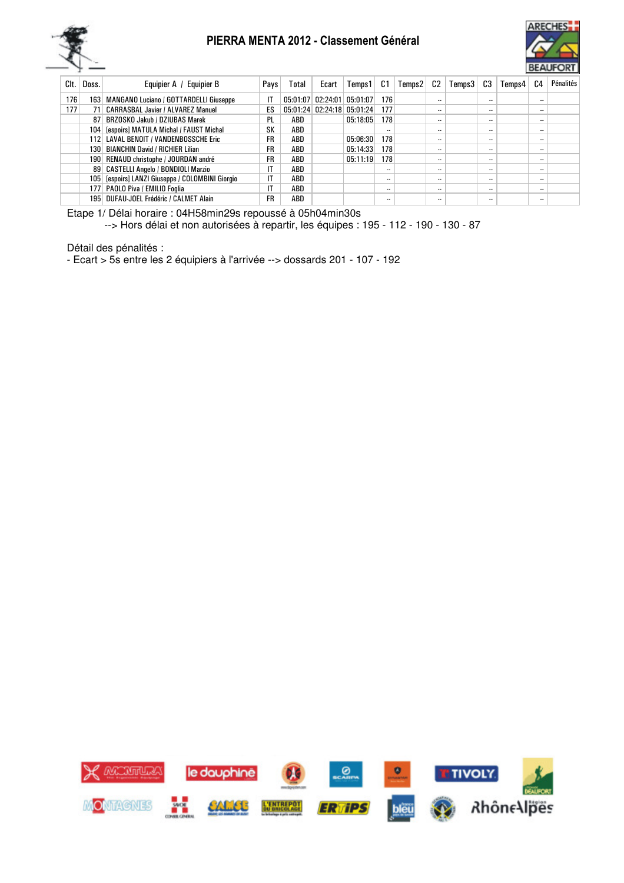# PIERRA MENTA 2012 - Classement Général

| Clt. | Doss. | Equipier A / Equipier B | Pays | Total | Ecart | Temps1 | C1 | Temps2 | C2 | Temps3 | C3 | Temps4 | C4 | Pénalités |
|---|---|---|---|---|---|---|---|---|---|---|---|---|---|---|
| 176 | 163 | MANGANO Luciano / GOTTARDELLI Giuseppe | IT | 05:01:07 | 02:24:01 | 05:01:07 | 176 | | -- | | -- | | -- | |
| 177 | 71 | CARRASBAL Javier / ALVAREZ Manuel | ES | 05:01:24 | 02:24:18 | 05:01:24 | 177 | | -- | | -- | | -- | |
| | 87 | BRZOSKO Jakub / DZIUBAS Marek | PL | ABD | | 05:18:05 | 178 | | -- | | -- | | -- | |
| | 104 | [espoirs] MATULA Michal / FAUST Michal | SK | ABD | | | -- | | -- | | -- | | -- | |
| | 112 | LAVAL BENOIT / VANDENBOSSCHE Eric | FR | ABD | | 05:06:30 | 178 | | -- | | -- | | -- | |
| | 130 | BIANCHIN David / RICHIER Lilian | FR | ABD | | 05:14:33 | 178 | | -- | | -- | | -- | |
| | 190 | RENAUD christophe / JOURDAN andré | FR | ABD | | 05:11:19 | 178 | | -- | | -- | | -- | |
| | 89 | CASTELLI Angelo / BONDIOLI Marzio | IT | ABD | | | -- | | -- | | -- | | -- | |
| | 105 | [espoirs] LANZI Giuseppe / COLOMBINI Giorgio | IT | ABD | | | -- | | -- | | -- | | -- | |
| | 177 | PAOLO Piva / EMILIO Foglia | IT | ABD | | | -- | | -- | | -- | | -- | |
| | 195 | DUFAU-JOEL Frédéric / CALMET Alain | FR | ABD | | | -- | | -- | | -- | | -- | |

Etape 1/ Délai horaire : 04H58min29s repoussé à 05h04min30s
--> Hors délai et non autorisées à repartir, les équipes : 195 - 112 - 190 - 130 - 87

Détail des pénalités :
- Ecart > 5s entre les 2 équipiers à l'arrivée --> dossards 201 - 107 - 192